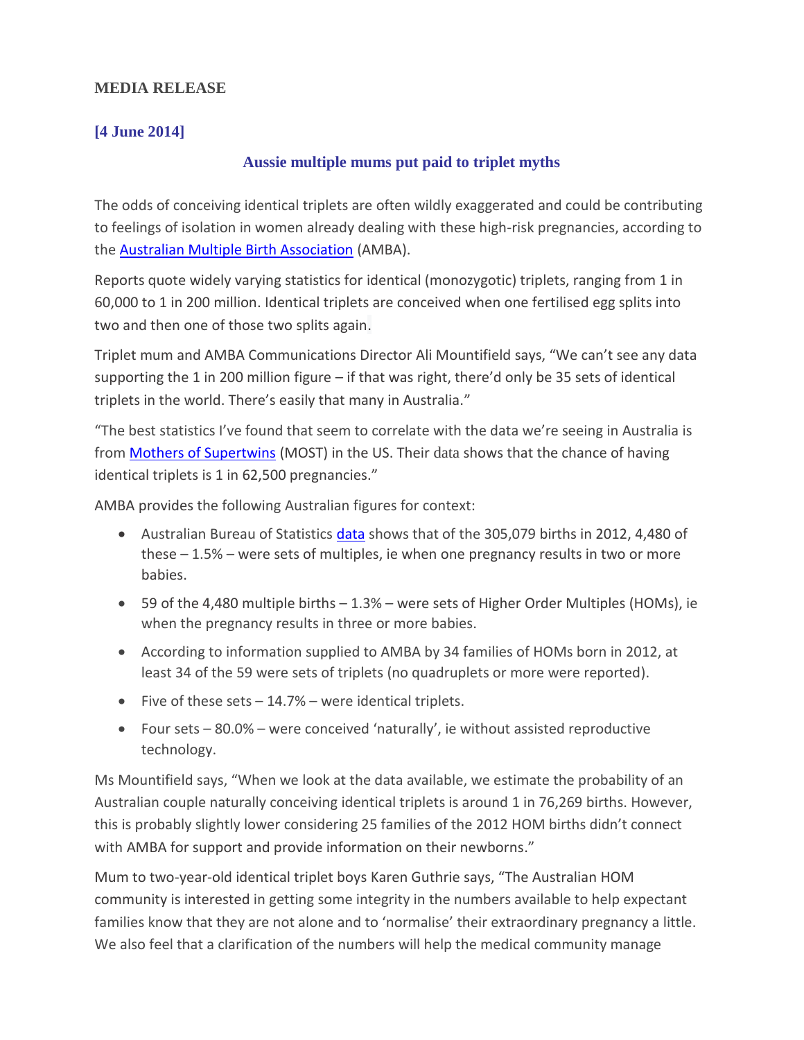**MEDIA RELEASE**

**[4 June 2014]**

## Aussie multiple mums put paid to triplet myths

The odds of conceiving identical triplets are often wildly exaggerated and could be contributing to feelings of isolation in women already dealing with these high-risk pregnancies, according to the Australian Multiple Birth Association (AMBA).

Reports quote widely varying statistics for identical (monozygotic) triplets, ranging from 1 in 60,000 to 1 in 200 million. Identical triplets are conceived when one fertilised egg splits into two and then one of those two splits again.

Triplet mum and AMBA Communications Director Ali Mountifield says, "We can't see any data supporting the 1 in 200 million figure – if that was right, there'd only be 35 sets of identical triplets in the world. There's easily that many in Australia."

"The best statistics I've found that seem to correlate with the data we're seeing in Australia is from Mothers of Supertwins (MOST) in the US. Their data shows that the chance of having identical triplets is 1 in 62,500 pregnancies."

AMBA provides the following Australian figures for context:

- Australian Bureau of Statistics data shows that of the 305,079 births in 2012, 4,480 of these – 1.5% – were sets of multiples, ie when one pregnancy results in two or more babies.
- 59 of the 4,480 multiple births – 1.3% – were sets of Higher Order Multiples (HOMs), ie when the pregnancy results in three or more babies.
- According to information supplied to AMBA by 34 families of HOMs born in 2012, at least 34 of the 59 were sets of triplets (no quadruplets or more were reported).
- Five of these sets – 14.7% – were identical triplets.
- Four sets – 80.0% – were conceived 'naturally', ie without assisted reproductive technology.

Ms Mountifield says, "When we look at the data available, we estimate the probability of an Australian couple naturally conceiving identical triplets is around 1 in 76,269 births. However, this is probably slightly lower considering 25 families of the 2012 HOM births didn't connect with AMBA for support and provide information on their newborns."

Mum to two-year-old identical triplet boys Karen Guthrie says, "The Australian HOM community is interested in getting some integrity in the numbers available to help expectant families know that they are not alone and to 'normalise' their extraordinary pregnancy a little. We also feel that a clarification of the numbers will help the medical community manage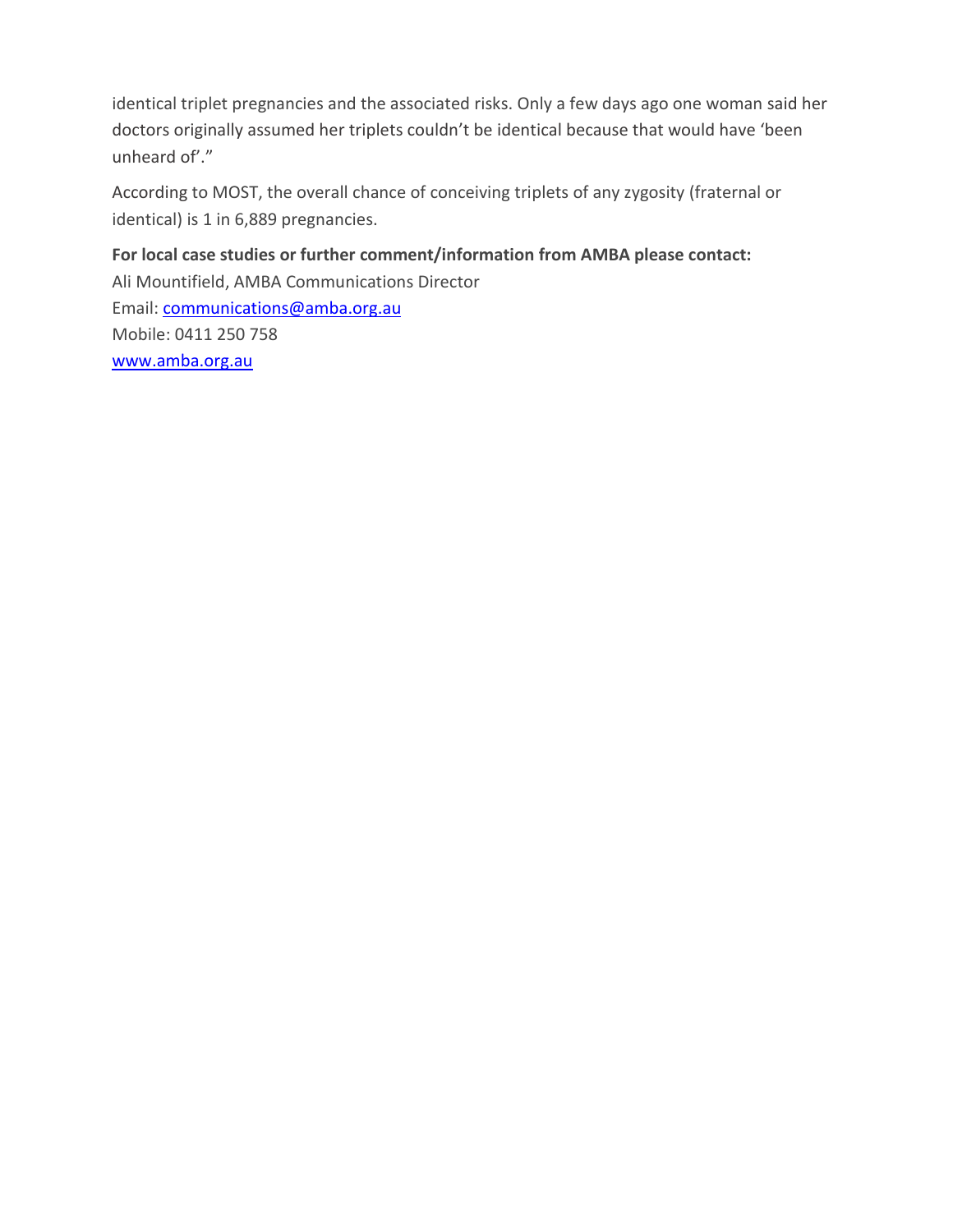identical triplet pregnancies and the associated risks. Only a few days ago one woman said her doctors originally assumed her triplets couldn't be identical because that would have 'been unheard of'."

According to MOST, the overall chance of conceiving triplets of any zygosity (fraternal or identical) is 1 in 6,889 pregnancies.

**For local case studies or further comment/information from AMBA please contact:**
Ali Mountifield, AMBA Communications Director
Email: communications@amba.org.au
Mobile: 0411 250 758
www.amba.org.au